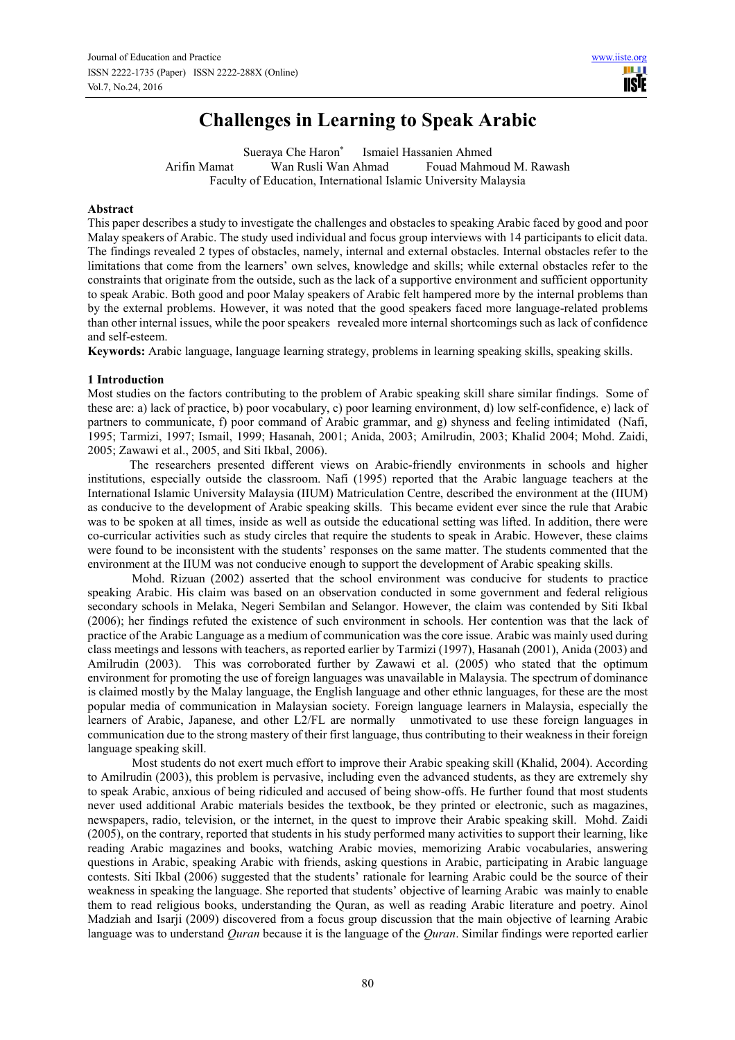# Challenges in Learning to Speak Arabic

Sueraya Che Haron* Ismaiel Hassanien Ahmed
Arifin Mamat Wan Rusli Wan Ahmad Fouad Mahmoud M. Rawash
Faculty of Education, International Islamic University Malaysia

## Abstract

This paper describes a study to investigate the challenges and obstacles to speaking Arabic faced by good and poor Malay speakers of Arabic. The study used individual and focus group interviews with 14 participants to elicit data. The findings revealed 2 types of obstacles, namely, internal and external obstacles. Internal obstacles refer to the limitations that come from the learners' own selves, knowledge and skills; while external obstacles refer to the constraints that originate from the outside, such as the lack of a supportive environment and sufficient opportunity to speak Arabic. Both good and poor Malay speakers of Arabic felt hampered more by the internal problems than by the external problems. However, it was noted that the good speakers faced more language-related problems than other internal issues, while the poor speakers revealed more internal shortcomings such as lack of confidence and self-esteem.

**Keywords:** Arabic language, language learning strategy, problems in learning speaking skills, speaking skills.

## 1 Introduction

Most studies on the factors contributing to the problem of Arabic speaking skill share similar findings. Some of these are: a) lack of practice, b) poor vocabulary, c) poor learning environment, d) low self-confidence, e) lack of partners to communicate, f) poor command of Arabic grammar, and g) shyness and feeling intimidated (Nafi, 1995; Tarmizi, 1997; Ismail, 1999; Hasanah, 2001; Anida, 2003; Amilrudin, 2003; Khalid 2004; Mohd. Zaidi, 2005; Zawawi et al., 2005, and Siti Ikbal, 2006).

The researchers presented different views on Arabic-friendly environments in schools and higher institutions, especially outside the classroom. Nafi (1995) reported that the Arabic language teachers at the International Islamic University Malaysia (IIUM) Matriculation Centre, described the environment at the (IIUM) as conducive to the development of Arabic speaking skills. This became evident ever since the rule that Arabic was to be spoken at all times, inside as well as outside the educational setting was lifted. In addition, there were co-curricular activities such as study circles that require the students to speak in Arabic. However, these claims were found to be inconsistent with the students' responses on the same matter. The students commented that the environment at the IIUM was not conducive enough to support the development of Arabic speaking skills.

Mohd. Rizuan (2002) asserted that the school environment was conducive for students to practice speaking Arabic. His claim was based on an observation conducted in some government and federal religious secondary schools in Melaka, Negeri Sembilan and Selangor. However, the claim was contended by Siti Ikbal (2006); her findings refuted the existence of such environment in schools. Her contention was that the lack of practice of the Arabic Language as a medium of communication was the core issue. Arabic was mainly used during class meetings and lessons with teachers, as reported earlier by Tarmizi (1997), Hasanah (2001), Anida (2003) and Amilrudin (2003). This was corroborated further by Zawawi et al. (2005) who stated that the optimum environment for promoting the use of foreign languages was unavailable in Malaysia. The spectrum of dominance is claimed mostly by the Malay language, the English language and other ethnic languages, for these are the most popular media of communication in Malaysian society. Foreign language learners in Malaysia, especially the learners of Arabic, Japanese, and other L2/FL are normally unmotivated to use these foreign languages in communication due to the strong mastery of their first language, thus contributing to their weakness in their foreign language speaking skill.

Most students do not exert much effort to improve their Arabic speaking skill (Khalid, 2004). According to Amilrudin (2003), this problem is pervasive, including even the advanced students, as they are extremely shy to speak Arabic, anxious of being ridiculed and accused of being show-offs. He further found that most students never used additional Arabic materials besides the textbook, be they printed or electronic, such as magazines, newspapers, radio, television, or the internet, in the quest to improve their Arabic speaking skill. Mohd. Zaidi (2005), on the contrary, reported that students in his study performed many activities to support their learning, like reading Arabic magazines and books, watching Arabic movies, memorizing Arabic vocabularies, answering questions in Arabic, speaking Arabic with friends, asking questions in Arabic, participating in Arabic language contests. Siti Ikbal (2006) suggested that the students' rationale for learning Arabic could be the source of their weakness in speaking the language. She reported that students' objective of learning Arabic was mainly to enable them to read religious books, understanding the Quran, as well as reading Arabic literature and poetry. Ainol Madziah and Isarji (2009) discovered from a focus group discussion that the main objective of learning Arabic language was to understand *Quran* because it is the language of the *Quran*. Similar findings were reported earlier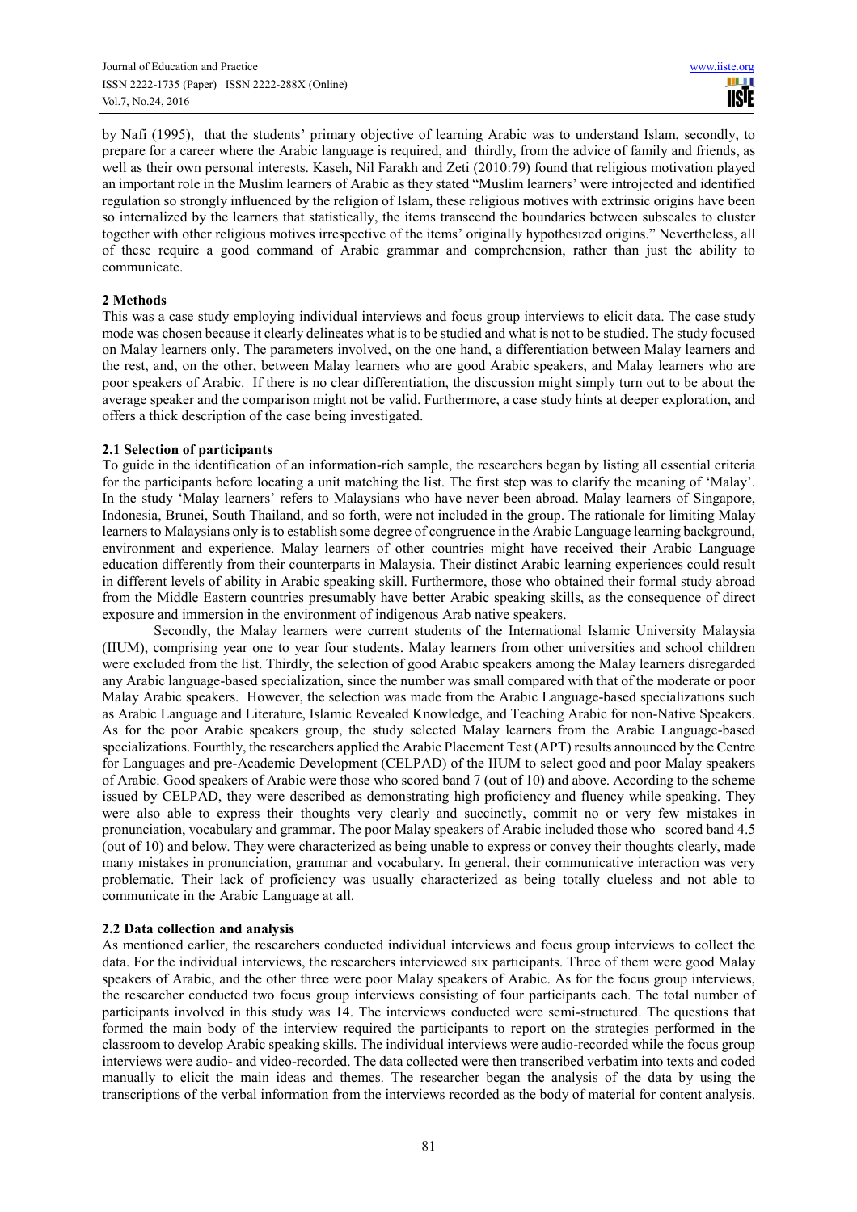by Nafi (1995), that the students' primary objective of learning Arabic was to understand Islam, secondly, to prepare for a career where the Arabic language is required, and thirdly, from the advice of family and friends, as well as their own personal interests. Kaseh, Nil Farakh and Zeti (2010:79) found that religious motivation played an important role in the Muslim learners of Arabic as they stated "Muslim learners' were introjected and identified regulation so strongly influenced by the religion of Islam, these religious motives with extrinsic origins have been so internalized by the learners that statistically, the items transcend the boundaries between subscales to cluster together with other religious motives irrespective of the items' originally hypothesized origins." Nevertheless, all of these require a good command of Arabic grammar and comprehension, rather than just the ability to communicate.

## 2 Methods

This was a case study employing individual interviews and focus group interviews to elicit data. The case study mode was chosen because it clearly delineates what is to be studied and what is not to be studied. The study focused on Malay learners only. The parameters involved, on the one hand, a differentiation between Malay learners and the rest, and, on the other, between Malay learners who are good Arabic speakers, and Malay learners who are poor speakers of Arabic. If there is no clear differentiation, the discussion might simply turn out to be about the average speaker and the comparison might not be valid. Furthermore, a case study hints at deeper exploration, and offers a thick description of the case being investigated.

### 2.1 Selection of participants

To guide in the identification of an information-rich sample, the researchers began by listing all essential criteria for the participants before locating a unit matching the list. The first step was to clarify the meaning of 'Malay'. In the study 'Malay learners' refers to Malaysians who have never been abroad. Malay learners of Singapore, Indonesia, Brunei, South Thailand, and so forth, were not included in the group. The rationale for limiting Malay learners to Malaysians only is to establish some degree of congruence in the Arabic Language learning background, environment and experience. Malay learners of other countries might have received their Arabic Language education differently from their counterparts in Malaysia. Their distinct Arabic learning experiences could result in different levels of ability in Arabic speaking skill. Furthermore, those who obtained their formal study abroad from the Middle Eastern countries presumably have better Arabic speaking skills, as the consequence of direct exposure and immersion in the environment of indigenous Arab native speakers.

Secondly, the Malay learners were current students of the International Islamic University Malaysia (IIUM), comprising year one to year four students. Malay learners from other universities and school children were excluded from the list. Thirdly, the selection of good Arabic speakers among the Malay learners disregarded any Arabic language-based specialization, since the number was small compared with that of the moderate or poor Malay Arabic speakers. However, the selection was made from the Arabic Language-based specializations such as Arabic Language and Literature, Islamic Revealed Knowledge, and Teaching Arabic for non-Native Speakers. As for the poor Arabic speakers group, the study selected Malay learners from the Arabic Language-based specializations. Fourthly, the researchers applied the Arabic Placement Test (APT) results announced by the Centre for Languages and pre-Academic Development (CELPAD) of the IIUM to select good and poor Malay speakers of Arabic. Good speakers of Arabic were those who scored band 7 (out of 10) and above. According to the scheme issued by CELPAD, they were described as demonstrating high proficiency and fluency while speaking. They were also able to express their thoughts very clearly and succinctly, commit no or very few mistakes in pronunciation, vocabulary and grammar. The poor Malay speakers of Arabic included those who scored band 4.5 (out of 10) and below. They were characterized as being unable to express or convey their thoughts clearly, made many mistakes in pronunciation, grammar and vocabulary. In general, their communicative interaction was very problematic. Their lack of proficiency was usually characterized as being totally clueless and not able to communicate in the Arabic Language at all.

### 2.2 Data collection and analysis

As mentioned earlier, the researchers conducted individual interviews and focus group interviews to collect the data. For the individual interviews, the researchers interviewed six participants. Three of them were good Malay speakers of Arabic, and the other three were poor Malay speakers of Arabic. As for the focus group interviews, the researcher conducted two focus group interviews consisting of four participants each. The total number of participants involved in this study was 14. The interviews conducted were semi-structured. The questions that formed the main body of the interview required the participants to report on the strategies performed in the classroom to develop Arabic speaking skills. The individual interviews were audio-recorded while the focus group interviews were audio- and video-recorded. The data collected were then transcribed verbatim into texts and coded manually to elicit the main ideas and themes. The researcher began the analysis of the data by using the transcriptions of the verbal information from the interviews recorded as the body of material for content analysis.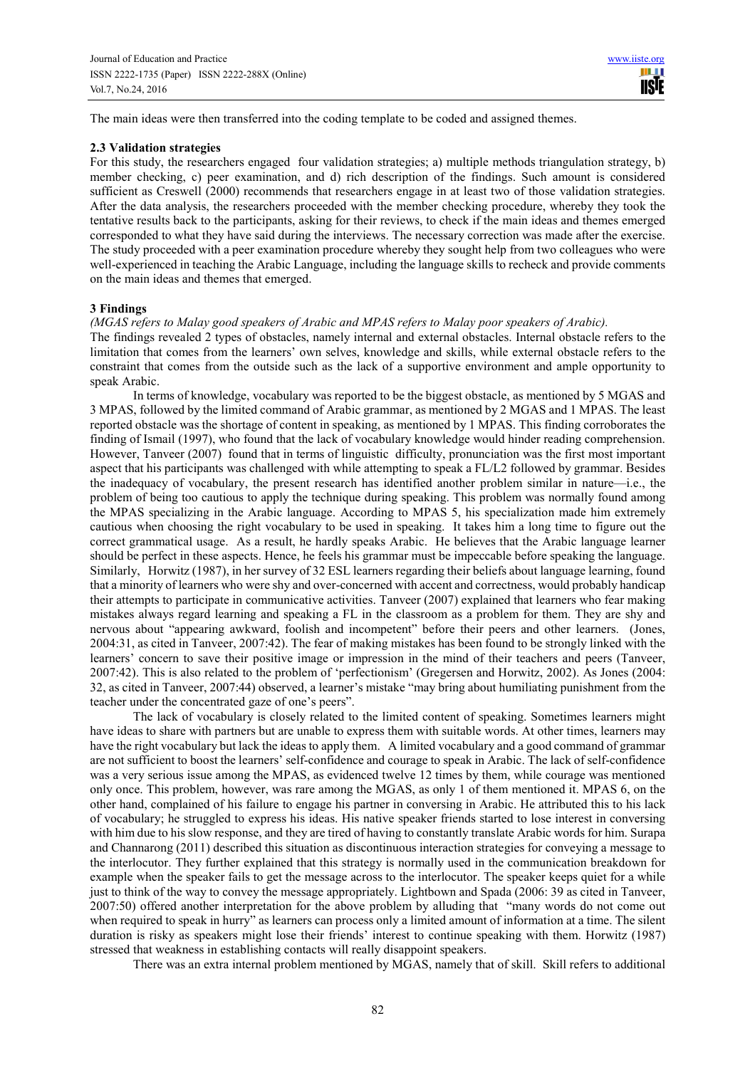The main ideas were then transferred into the coding template to be coded and assigned themes.

### 2.3 Validation strategies

For this study, the researchers engaged four validation strategies; a) multiple methods triangulation strategy, b) member checking, c) peer examination, and d) rich description of the findings. Such amount is considered sufficient as Creswell (2000) recommends that researchers engage in at least two of those validation strategies. After the data analysis, the researchers proceeded with the member checking procedure, whereby they took the tentative results back to the participants, asking for their reviews, to check if the main ideas and themes emerged corresponded to what they have said during the interviews. The necessary correction was made after the exercise. The study proceeded with a peer examination procedure whereby they sought help from two colleagues who were well-experienced in teaching the Arabic Language, including the language skills to recheck and provide comments on the main ideas and themes that emerged.

## 3 Findings

*(MGAS refers to Malay good speakers of Arabic and MPAS refers to Malay poor speakers of Arabic).*

The findings revealed 2 types of obstacles, namely internal and external obstacles. Internal obstacle refers to the limitation that comes from the learners' own selves, knowledge and skills, while external obstacle refers to the constraint that comes from the outside such as the lack of a supportive environment and ample opportunity to speak Arabic.

In terms of knowledge, vocabulary was reported to be the biggest obstacle, as mentioned by 5 MGAS and 3 MPAS, followed by the limited command of Arabic grammar, as mentioned by 2 MGAS and 1 MPAS. The least reported obstacle was the shortage of content in speaking, as mentioned by 1 MPAS. This finding corroborates the finding of Ismail (1997), who found that the lack of vocabulary knowledge would hinder reading comprehension. However, Tanveer (2007) found that in terms of linguistic difficulty, pronunciation was the first most important aspect that his participants was challenged with while attempting to speak a FL/L2 followed by grammar. Besides the inadequacy of vocabulary, the present research has identified another problem similar in nature—i.e., the problem of being too cautious to apply the technique during speaking. This problem was normally found among the MPAS specializing in the Arabic language. According to MPAS 5, his specialization made him extremely cautious when choosing the right vocabulary to be used in speaking. It takes him a long time to figure out the correct grammatical usage. As a result, he hardly speaks Arabic. He believes that the Arabic language learner should be perfect in these aspects. Hence, he feels his grammar must be impeccable before speaking the language. Similarly, Horwitz (1987), in her survey of 32 ESL learners regarding their beliefs about language learning, found that a minority of learners who were shy and over-concerned with accent and correctness, would probably handicap their attempts to participate in communicative activities. Tanveer (2007) explained that learners who fear making mistakes always regard learning and speaking a FL in the classroom as a problem for them. They are shy and nervous about "appearing awkward, foolish and incompetent" before their peers and other learners. (Jones, 2004:31, as cited in Tanveer, 2007:42). The fear of making mistakes has been found to be strongly linked with the learners' concern to save their positive image or impression in the mind of their teachers and peers (Tanveer, 2007:42). This is also related to the problem of 'perfectionism' (Gregersen and Horwitz, 2002). As Jones (2004: 32, as cited in Tanveer, 2007:44) observed, a learner's mistake "may bring about humiliating punishment from the teacher under the concentrated gaze of one's peers".

The lack of vocabulary is closely related to the limited content of speaking. Sometimes learners might have ideas to share with partners but are unable to express them with suitable words. At other times, learners may have the right vocabulary but lack the ideas to apply them. A limited vocabulary and a good command of grammar are not sufficient to boost the learners' self-confidence and courage to speak in Arabic. The lack of self-confidence was a very serious issue among the MPAS, as evidenced twelve 12 times by them, while courage was mentioned only once. This problem, however, was rare among the MGAS, as only 1 of them mentioned it. MPAS 6, on the other hand, complained of his failure to engage his partner in conversing in Arabic. He attributed this to his lack of vocabulary; he struggled to express his ideas. His native speaker friends started to lose interest in conversing with him due to his slow response, and they are tired of having to constantly translate Arabic words for him. Surapa and Channarong (2011) described this situation as discontinuous interaction strategies for conveying a message to the interlocutor. They further explained that this strategy is normally used in the communication breakdown for example when the speaker fails to get the message across to the interlocutor. The speaker keeps quiet for a while just to think of the way to convey the message appropriately. Lightbown and Spada (2006: 39 as cited in Tanveer, 2007:50) offered another interpretation for the above problem by alluding that "many words do not come out when required to speak in hurry" as learners can process only a limited amount of information at a time. The silent duration is risky as speakers might lose their friends' interest to continue speaking with them. Horwitz (1987) stressed that weakness in establishing contacts will really disappoint speakers.

There was an extra internal problem mentioned by MGAS, namely that of skill. Skill refers to additional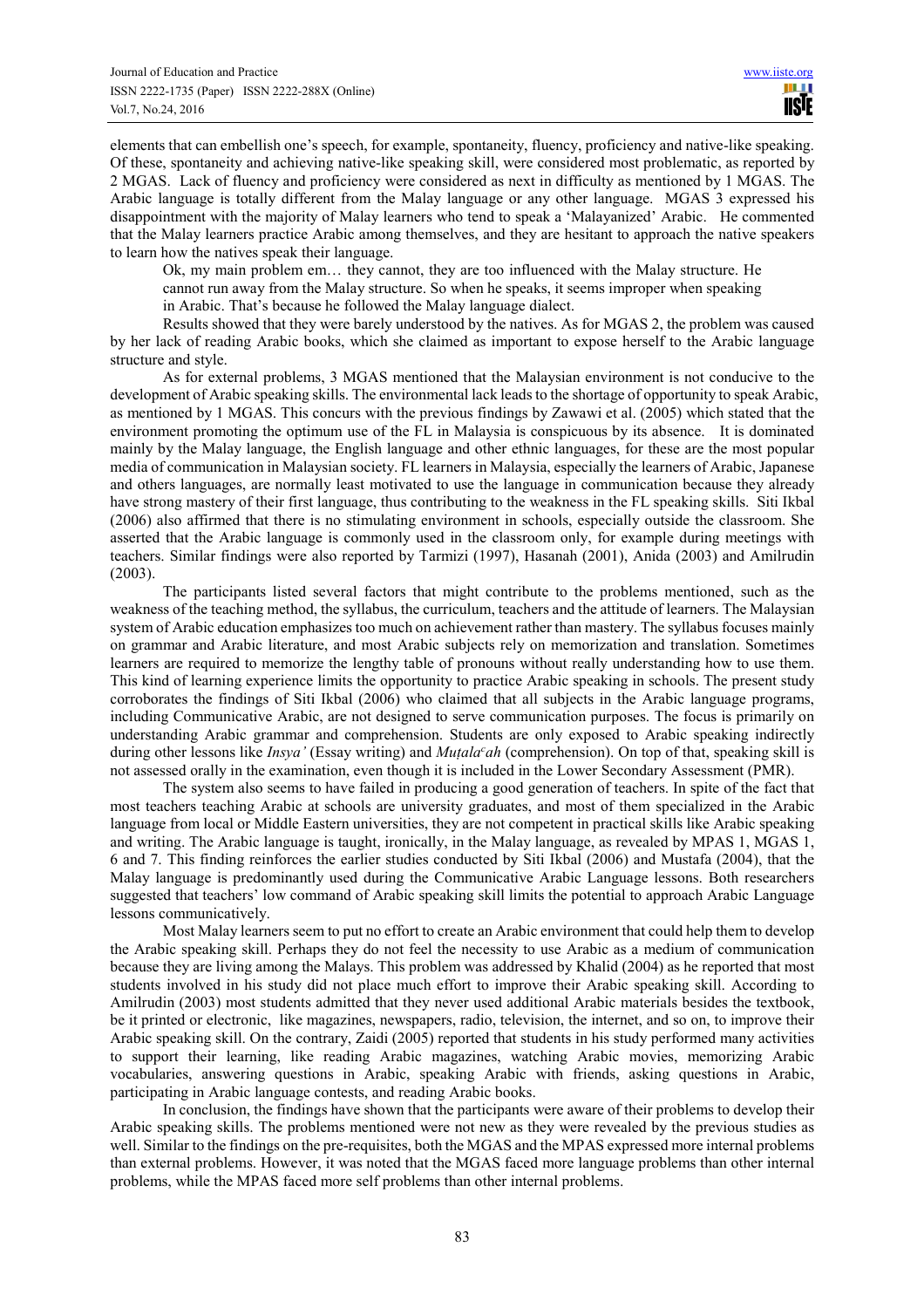elements that can embellish one's speech, for example, spontaneity, fluency, proficiency and native-like speaking. Of these, spontaneity and achieving native-like speaking skill, were considered most problematic, as reported by 2 MGAS. Lack of fluency and proficiency were considered as next in difficulty as mentioned by 1 MGAS. The Arabic language is totally different from the Malay language or any other language. MGAS 3 expressed his disappointment with the majority of Malay learners who tend to speak a 'Malayanized' Arabic. He commented that the Malay learners practice Arabic among themselves, and they are hesitant to approach the native speakers to learn how the natives speak their language.

> Ok, my main problem em… they cannot, they are too influenced with the Malay structure. He cannot run away from the Malay structure. So when he speaks, it seems improper when speaking in Arabic. That's because he followed the Malay language dialect.

Results showed that they were barely understood by the natives. As for MGAS 2, the problem was caused by her lack of reading Arabic books, which she claimed as important to expose herself to the Arabic language structure and style.

As for external problems, 3 MGAS mentioned that the Malaysian environment is not conducive to the development of Arabic speaking skills. The environmental lack leads to the shortage of opportunity to speak Arabic, as mentioned by 1 MGAS. This concurs with the previous findings by Zawawi et al. (2005) which stated that the environment promoting the optimum use of the FL in Malaysia is conspicuous by its absence. It is dominated mainly by the Malay language, the English language and other ethnic languages, for these are the most popular media of communication in Malaysian society. FL learners in Malaysia, especially the learners of Arabic, Japanese and others languages, are normally least motivated to use the language in communication because they already have strong mastery of their first language, thus contributing to the weakness in the FL speaking skills. Siti Ikbal (2006) also affirmed that there is no stimulating environment in schools, especially outside the classroom. She asserted that the Arabic language is commonly used in the classroom only, for example during meetings with teachers. Similar findings were also reported by Tarmizi (1997), Hasanah (2001), Anida (2003) and Amilrudin (2003).

The participants listed several factors that might contribute to the problems mentioned, such as the weakness of the teaching method, the syllabus, the curriculum, teachers and the attitude of learners. The Malaysian system of Arabic education emphasizes too much on achievement rather than mastery. The syllabus focuses mainly on grammar and Arabic literature, and most Arabic subjects rely on memorization and translation. Sometimes learners are required to memorize the lengthy table of pronouns without really understanding how to use them. This kind of learning experience limits the opportunity to practice Arabic speaking in schools. The present study corroborates the findings of Siti Ikbal (2006) who claimed that all subjects in the Arabic language programs, including Communicative Arabic, are not designed to serve communication purposes. The focus is primarily on understanding Arabic grammar and comprehension. Students are only exposed to Arabic speaking indirectly during other lessons like *Insya'* (Essay writing) and *Muṭalaᶜah* (comprehension). On top of that, speaking skill is not assessed orally in the examination, even though it is included in the Lower Secondary Assessment (PMR).

The system also seems to have failed in producing a good generation of teachers. In spite of the fact that most teachers teaching Arabic at schools are university graduates, and most of them specialized in the Arabic language from local or Middle Eastern universities, they are not competent in practical skills like Arabic speaking and writing. The Arabic language is taught, ironically, in the Malay language, as revealed by MPAS 1, MGAS 1, 6 and 7. This finding reinforces the earlier studies conducted by Siti Ikbal (2006) and Mustafa (2004), that the Malay language is predominantly used during the Communicative Arabic Language lessons. Both researchers suggested that teachers' low command of Arabic speaking skill limits the potential to approach Arabic Language lessons communicatively.

Most Malay learners seem to put no effort to create an Arabic environment that could help them to develop the Arabic speaking skill. Perhaps they do not feel the necessity to use Arabic as a medium of communication because they are living among the Malays. This problem was addressed by Khalid (2004) as he reported that most students involved in his study did not place much effort to improve their Arabic speaking skill. According to Amilrudin (2003) most students admitted that they never used additional Arabic materials besides the textbook, be it printed or electronic, like magazines, newspapers, radio, television, the internet, and so on, to improve their Arabic speaking skill. On the contrary, Zaidi (2005) reported that students in his study performed many activities to support their learning, like reading Arabic magazines, watching Arabic movies, memorizing Arabic vocabularies, answering questions in Arabic, speaking Arabic with friends, asking questions in Arabic, participating in Arabic language contests, and reading Arabic books.

In conclusion, the findings have shown that the participants were aware of their problems to develop their Arabic speaking skills. The problems mentioned were not new as they were revealed by the previous studies as well. Similar to the findings on the pre-requisites, both the MGAS and the MPAS expressed more internal problems than external problems. However, it was noted that the MGAS faced more language problems than other internal problems, while the MPAS faced more self problems than other internal problems.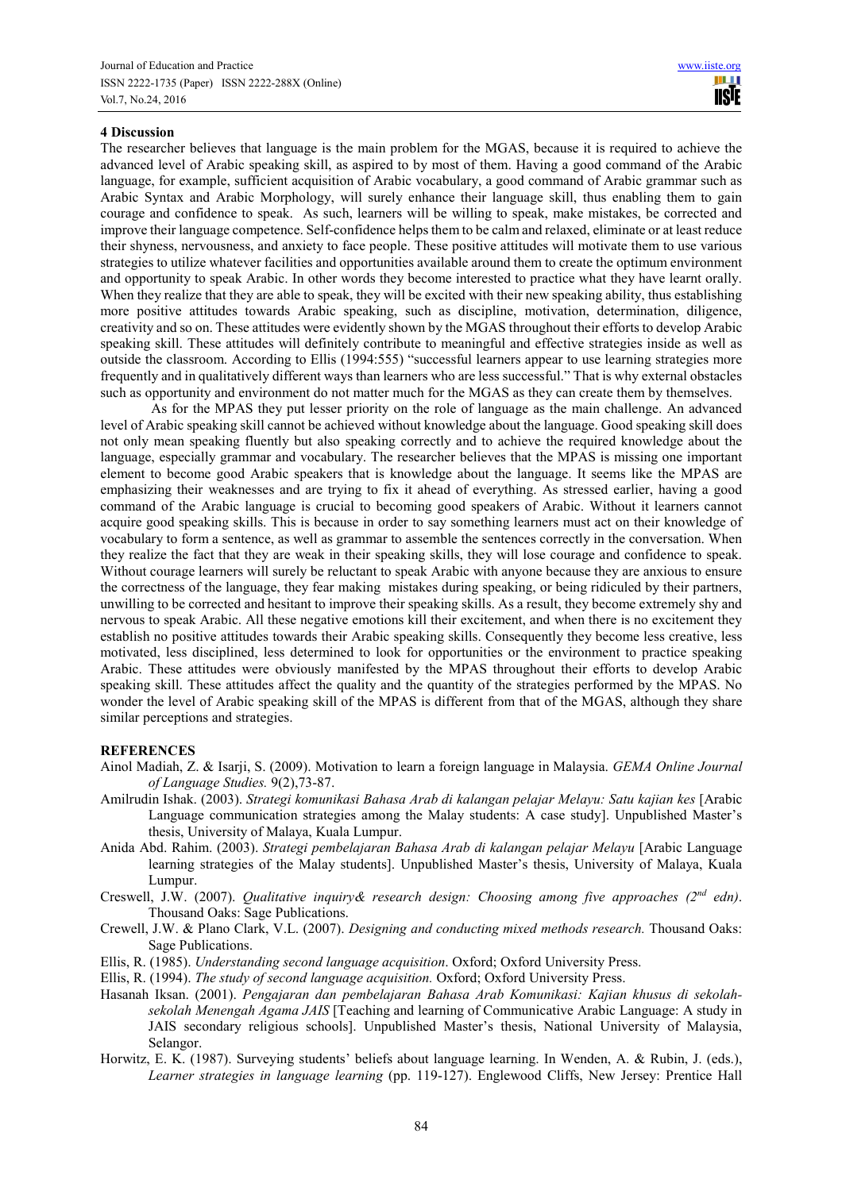## 4 Discussion

The researcher believes that language is the main problem for the MGAS, because it is required to achieve the advanced level of Arabic speaking skill, as aspired to by most of them. Having a good command of the Arabic language, for example, sufficient acquisition of Arabic vocabulary, a good command of Arabic grammar such as Arabic Syntax and Arabic Morphology, will surely enhance their language skill, thus enabling them to gain courage and confidence to speak. As such, learners will be willing to speak, make mistakes, be corrected and improve their language competence. Self-confidence helps them to be calm and relaxed, eliminate or at least reduce their shyness, nervousness, and anxiety to face people. These positive attitudes will motivate them to use various strategies to utilize whatever facilities and opportunities available around them to create the optimum environment and opportunity to speak Arabic. In other words they become interested to practice what they have learnt orally. When they realize that they are able to speak, they will be excited with their new speaking ability, thus establishing more positive attitudes towards Arabic speaking, such as discipline, motivation, determination, diligence, creativity and so on. These attitudes were evidently shown by the MGAS throughout their efforts to develop Arabic speaking skill. These attitudes will definitely contribute to meaningful and effective strategies inside as well as outside the classroom. According to Ellis (1994:555) "successful learners appear to use learning strategies more frequently and in qualitatively different ways than learners who are less successful." That is why external obstacles such as opportunity and environment do not matter much for the MGAS as they can create them by themselves.

As for the MPAS they put lesser priority on the role of language as the main challenge. An advanced level of Arabic speaking skill cannot be achieved without knowledge about the language. Good speaking skill does not only mean speaking fluently but also speaking correctly and to achieve the required knowledge about the language, especially grammar and vocabulary. The researcher believes that the MPAS is missing one important element to become good Arabic speakers that is knowledge about the language. It seems like the MPAS are emphasizing their weaknesses and are trying to fix it ahead of everything. As stressed earlier, having a good command of the Arabic language is crucial to becoming good speakers of Arabic. Without it learners cannot acquire good speaking skills. This is because in order to say something learners must act on their knowledge of vocabulary to form a sentence, as well as grammar to assemble the sentences correctly in the conversation. When they realize the fact that they are weak in their speaking skills, they will lose courage and confidence to speak. Without courage learners will surely be reluctant to speak Arabic with anyone because they are anxious to ensure the correctness of the language, they fear making mistakes during speaking, or being ridiculed by their partners, unwilling to be corrected and hesitant to improve their speaking skills. As a result, they become extremely shy and nervous to speak Arabic. All these negative emotions kill their excitement, and when there is no excitement they establish no positive attitudes towards their Arabic speaking skills. Consequently they become less creative, less motivated, less disciplined, less determined to look for opportunities or the environment to practice speaking Arabic. These attitudes were obviously manifested by the MPAS throughout their efforts to develop Arabic speaking skill. These attitudes affect the quality and the quantity of the strategies performed by the MPAS. No wonder the level of Arabic speaking skill of the MPAS is different from that of the MGAS, although they share similar perceptions and strategies.

## REFERENCES

Ainol Madiah, Z. & Isarji, S. (2009). Motivation to learn a foreign language in Malaysia. *GEMA Online Journal of Language Studies.* 9(2),73-87.

Amilrudin Ishak. (2003). *Strategi komunikasi Bahasa Arab di kalangan pelajar Melayu: Satu kajian kes* [Arabic Language communication strategies among the Malay students: A case study]. Unpublished Master's thesis, University of Malaya, Kuala Lumpur.

Anida Abd. Rahim. (2003). *Strategi pembelajaran Bahasa Arab di kalangan pelajar Melayu* [Arabic Language learning strategies of the Malay students]. Unpublished Master's thesis, University of Malaya, Kuala Lumpur.

Creswell, J.W. (2007). *Qualitative inquiry& research design: Choosing among five approaches (2nd edn)*. Thousand Oaks: Sage Publications.

Crewell, J.W. & Plano Clark, V.L. (2007). *Designing and conducting mixed methods research.* Thousand Oaks: Sage Publications.

Ellis, R. (1985). *Understanding second language acquisition*. Oxford; Oxford University Press.

Ellis, R. (1994). *The study of second language acquisition.* Oxford; Oxford University Press.

Hasanah Iksan. (2001). *Pengajaran dan pembelajaran Bahasa Arab Komunikasi: Kajian khusus di sekolah-sekolah Menengah Agama JAIS* [Teaching and learning of Communicative Arabic Language: A study in JAIS secondary religious schools]. Unpublished Master's thesis, National University of Malaysia, Selangor.

Horwitz, E. K. (1987). Surveying students' beliefs about language learning. In Wenden, A. & Rubin, J. (eds.), *Learner strategies in language learning* (pp. 119-127). Englewood Cliffs, New Jersey: Prentice Hall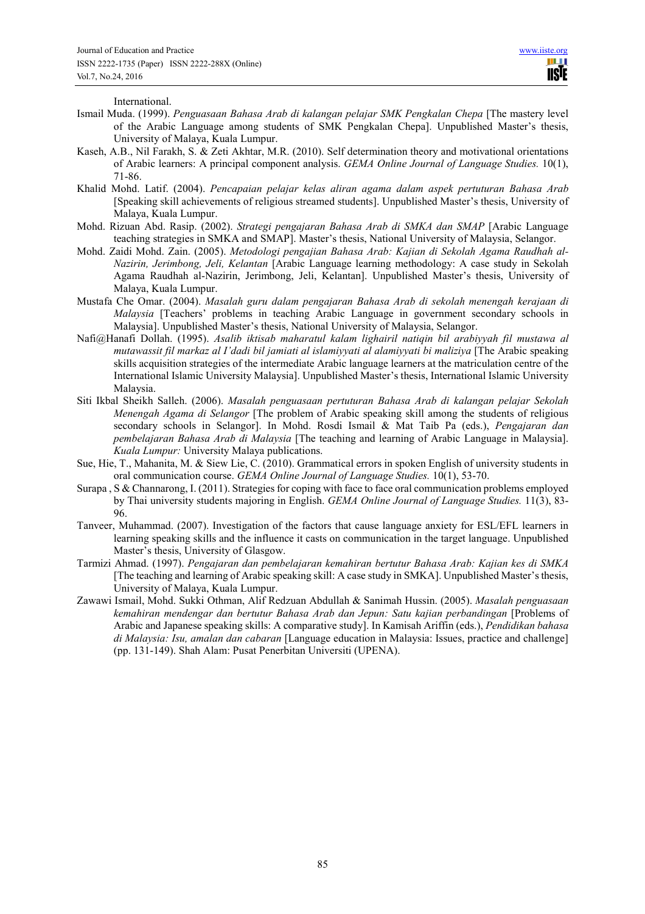International.

Ismail Muda. (1999). *Penguasaan Bahasa Arab di kalangan pelajar SMK Pengkalan Chepa* [The mastery level of the Arabic Language among students of SMK Pengkalan Chepa]. Unpublished Master's thesis, University of Malaya, Kuala Lumpur.

Kaseh, A.B., Nil Farakh, S. & Zeti Akhtar, M.R. (2010). Self determination theory and motivational orientations of Arabic learners: A principal component analysis. *GEMA Online Journal of Language Studies.* 10(1), 71-86.

Khalid Mohd. Latif. (2004). *Pencapaian pelajar kelas aliran agama dalam aspek pertuturan Bahasa Arab* [Speaking skill achievements of religious streamed students]. Unpublished Master's thesis, University of Malaya, Kuala Lumpur.

Mohd. Rizuan Abd. Rasip. (2002). *Strategi pengajaran Bahasa Arab di SMKA dan SMAP* [Arabic Language teaching strategies in SMKA and SMAP]. Master's thesis, National University of Malaysia, Selangor.

Mohd. Zaidi Mohd. Zain. (2005). *Metodologi pengajian Bahasa Arab: Kajian di Sekolah Agama Raudhah al-Nazirin, Jerimbong, Jeli, Kelantan* [Arabic Language learning methodology: A case study in Sekolah Agama Raudhah al-Nazirin, Jerimbong, Jeli, Kelantan]. Unpublished Master's thesis, University of Malaya, Kuala Lumpur.

Mustafa Che Omar. (2004). *Masalah guru dalam pengajaran Bahasa Arab di sekolah menengah kerajaan di Malaysia* [Teachers' problems in teaching Arabic Language in government secondary schools in Malaysia]. Unpublished Master's thesis, National University of Malaysia, Selangor.

Nafi@Hanafi Dollah. (1995). *Asalib iktisab maharatul kalam lighairil natiqin bil arabiyyah fil mustawa al mutawassit fil markaz al I'dadi bil jamiati al islamiyyati al alamiyyati bi maliziya* [The Arabic speaking skills acquisition strategies of the intermediate Arabic language learners at the matriculation centre of the International Islamic University Malaysia]. Unpublished Master's thesis, International Islamic University Malaysia.

Siti Ikbal Sheikh Salleh. (2006). *Masalah penguasaan pertuturan Bahasa Arab di kalangan pelajar Sekolah Menengah Agama di Selangor* [The problem of Arabic speaking skill among the students of religious secondary schools in Selangor]. In Mohd. Rosdi Ismail & Mat Taib Pa (eds.), *Pengajaran dan pembelajaran Bahasa Arab di Malaysia* [The teaching and learning of Arabic Language in Malaysia]. *Kuala Lumpur:* University Malaya publications.

Sue, Hie, T., Mahanita, M. & Siew Lie, C. (2010). Grammatical errors in spoken English of university students in oral communication course. *GEMA Online Journal of Language Studies.* 10(1), 53-70.

Surapa , S & Channarong, I. (2011). Strategies for coping with face to face oral communication problems employed by Thai university students majoring in English. *GEMA Online Journal of Language Studies.* 11(3), 83-96.

Tanveer, Muhammad. (2007). Investigation of the factors that cause language anxiety for ESL/EFL learners in learning speaking skills and the influence it casts on communication in the target language. Unpublished Master's thesis, University of Glasgow.

Tarmizi Ahmad. (1997). *Pengajaran dan pembelajaran kemahiran bertutur Bahasa Arab: Kajian kes di SMKA* [The teaching and learning of Arabic speaking skill: A case study in SMKA]. Unpublished Master's thesis, University of Malaya, Kuala Lumpur.

Zawawi Ismail, Mohd. Sukki Othman, Alif Redzuan Abdullah & Sanimah Hussin. (2005). *Masalah penguasaan kemahiran mendengar dan bertutur Bahasa Arab dan Jepun: Satu kajian perbandingan* [Problems of Arabic and Japanese speaking skills: A comparative study]. In Kamisah Ariffin (eds.), *Pendidikan bahasa di Malaysia: Isu, amalan dan cabaran* [Language education in Malaysia: Issues, practice and challenge] (pp. 131-149). Shah Alam: Pusat Penerbitan Universiti (UPENA).